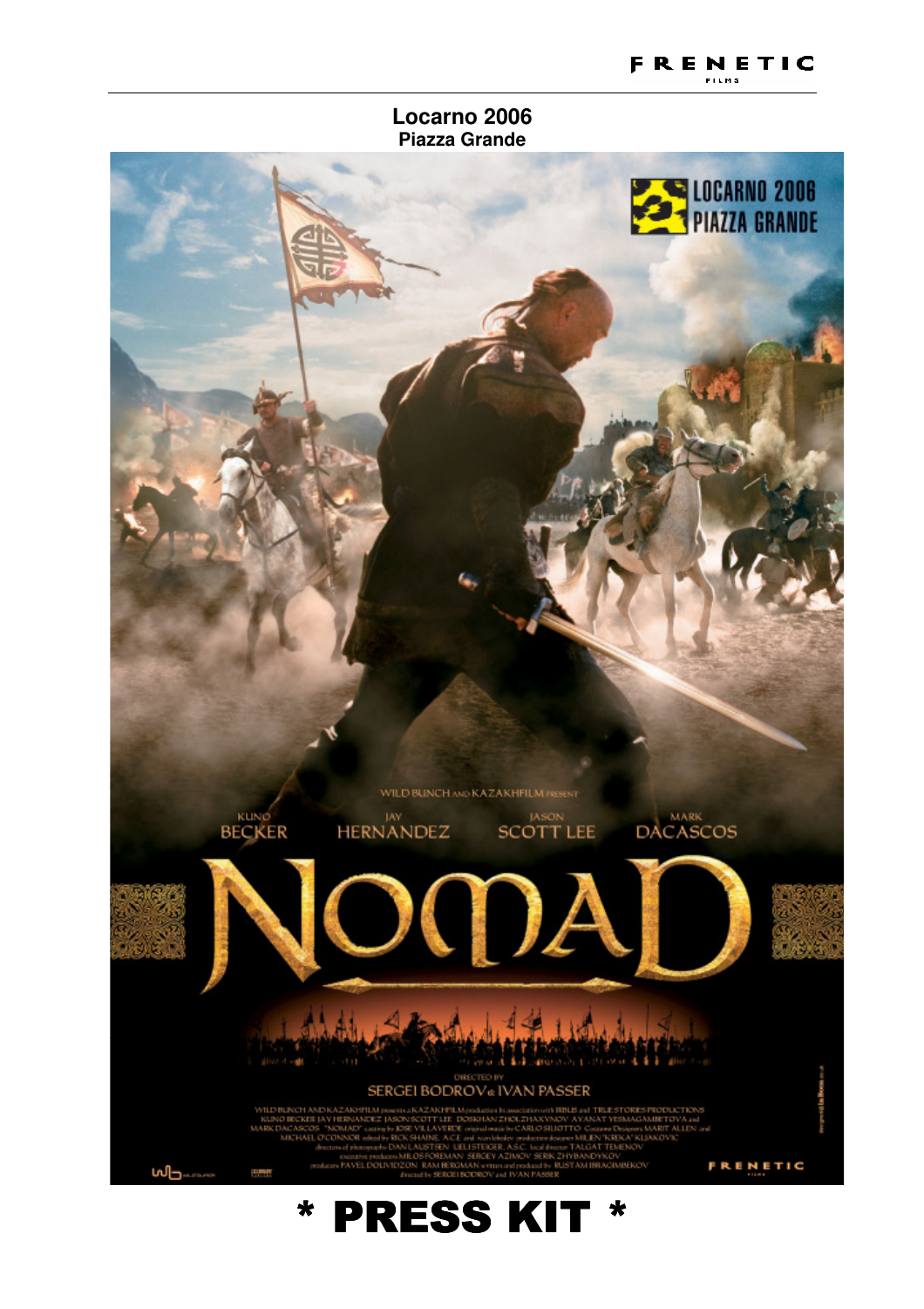# Locarno 2006

## Piazza Grande

LOCARNO 2006
PIAZZA GRANDE

WILD BUNCH AND KAZAKHFILM PRESENT

KUNO BECKER · JAY HERNANDEZ · JASON SCOTT LEE · MARK DACASCOS

# NOMAD

DIRECTED BY
SERGEI BODROV & IVAN PASSER

# * PRESS KIT *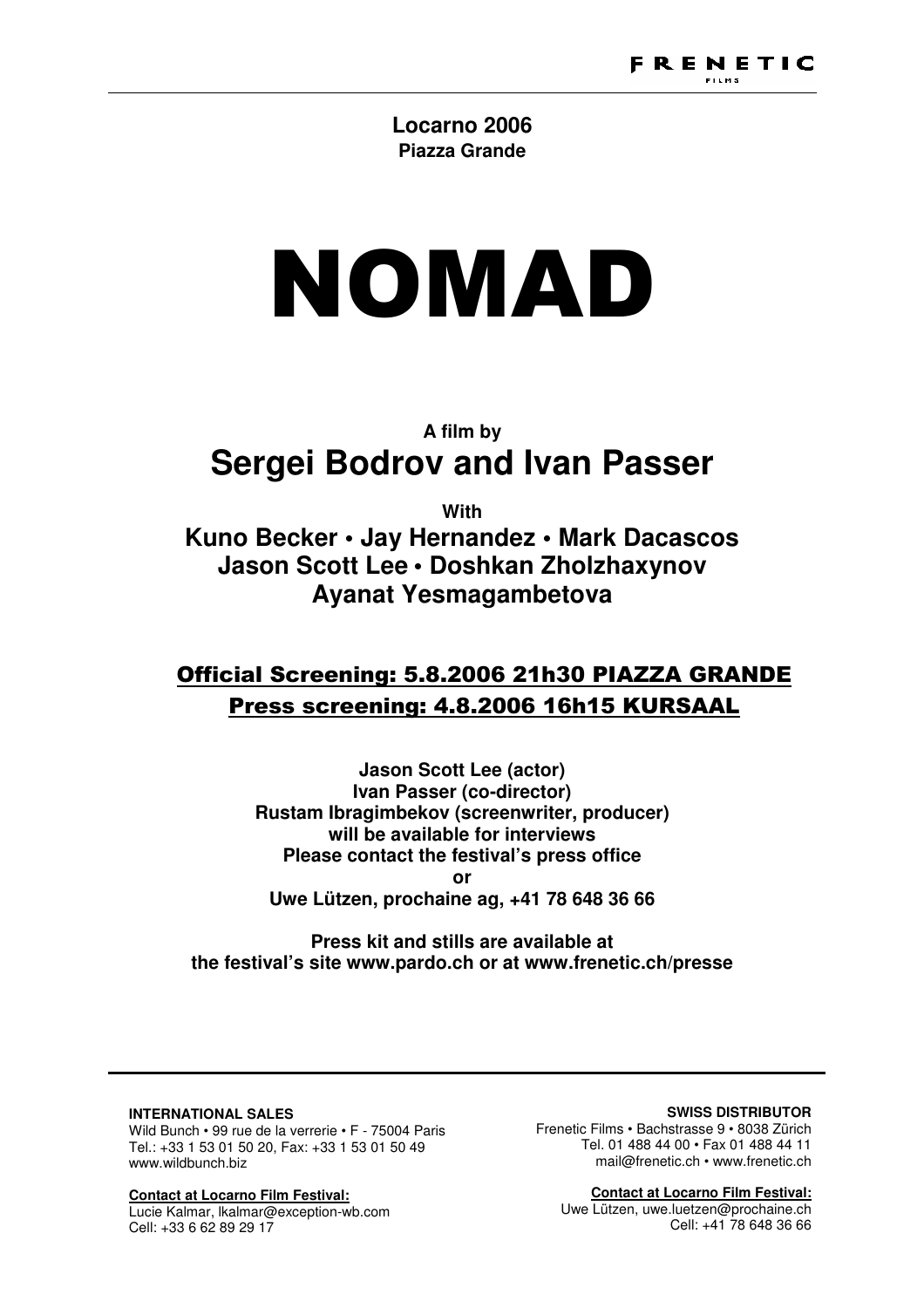**Locarno 2006**
**Piazza Grande**

# NOMAD

**A film by**

## Sergei Bodrov and Ivan Passer

**With**

**Kuno Becker • Jay Hernandez • Mark Dacascos**
**Jason Scott Lee • Doshkan Zholzhaxynov**
**Ayanat Yesmagambetova**

**Official Screening: 5.8.2006 21h30 PIAZZA GRANDE**
**Press screening: 4.8.2006 16h15 KURSAAL**

**Jason Scott Lee (actor)**
**Ivan Passer (co-director)**
**Rustam Ibragimbekov (screenwriter, producer)**
**will be available for interviews**
**Please contact the festival's press office**
**or**
**Uwe Lützen, prochaine ag, +41 78 648 36 66**

**Press kit and stills are available at**
**the festival's site www.pardo.ch or at www.frenetic.ch/presse**

---

**INTERNATIONAL SALES**
Wild Bunch • 99 rue de la verrerie • F - 75004 Paris
Tel.: +33 1 53 01 50 20, Fax: +33 1 53 01 50 49
www.wildbunch.biz

**Contact at Locarno Film Festival:**
Lucie Kalmar, lkalmar@exception-wb.com
Cell: +33 6 62 89 29 17

**SWISS DISTRIBUTOR**
Frenetic Films • Bachstrasse 9 • 8038 Zürich
Tel. 01 488 44 00 • Fax 01 488 44 11
mail@frenetic.ch • www.frenetic.ch

**Contact at Locarno Film Festival:**
Uwe Lützen, uwe.luetzen@prochaine.ch
Cell: +41 78 648 36 66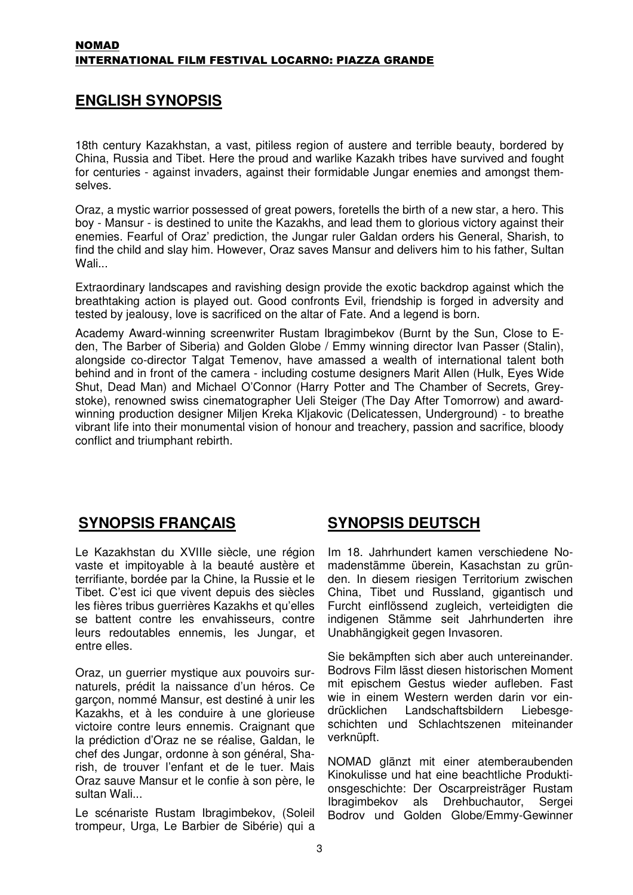**NOMAD**
**INTERNATIONAL FILM FESTIVAL LOCARNO: PIAZZA GRANDE**

## ENGLISH SYNOPSIS

18th century Kazakhstan, a vast, pitiless region of austere and terrible beauty, bordered by China, Russia and Tibet. Here the proud and warlike Kazakh tribes have survived and fought for centuries - against invaders, against their formidable Jungar enemies and amongst themselves.

Oraz, a mystic warrior possessed of great powers, foretells the birth of a new star, a hero. This boy - Mansur - is destined to unite the Kazakhs, and lead them to glorious victory against their enemies. Fearful of Oraz' prediction, the Jungar ruler Galdan orders his General, Sharish, to find the child and slay him. However, Oraz saves Mansur and delivers him to his father, Sultan Wali...

Extraordinary landscapes and ravishing design provide the exotic backdrop against which the breathtaking action is played out. Good confronts Evil, friendship is forged in adversity and tested by jealousy, love is sacrificed on the altar of Fate. And a legend is born.

Academy Award-winning screenwriter Rustam Ibragimbekov (Burnt by the Sun, Close to Eden, The Barber of Siberia) and Golden Globe / Emmy winning director Ivan Passer (Stalin), alongside co-director Talgat Temenov, have amassed a wealth of international talent both behind and in front of the camera - including costume designers Marit Allen (Hulk, Eyes Wide Shut, Dead Man) and Michael O'Connor (Harry Potter and The Chamber of Secrets, Greystoke), renowned swiss cinematographer Ueli Steiger (The Day After Tomorrow) and award-winning production designer Miljen Kreka Kljakovic (Delicatessen, Underground) - to breathe vibrant life into their monumental vision of honour and treachery, passion and sacrifice, bloody conflict and triumphant rebirth.

## SYNOPSIS FRANÇAIS

Le Kazakhstan du XVIIIe siècle, une région vaste et impitoyable à la beauté austère et terrifiante, bordée par la Chine, la Russie et le Tibet. C'est ici que vivent depuis des siècles les fières tribus guerrières Kazakhs et qu'elles se battent contre les envahisseurs, contre leurs redoutables ennemis, les Jungar, et entre elles.

Oraz, un guerrier mystique aux pouvoirs surnaturels, prédit la naissance d'un héros. Ce garçon, nommé Mansur, est destiné à unir les Kazakhs, et à les conduire à une glorieuse victoire contre leurs ennemis. Craignant que la prédiction d'Oraz ne se réalise, Galdan, le chef des Jungar, ordonne à son général, Sharish, de trouver l'enfant et de le tuer. Mais Oraz sauve Mansur et le confie à son père, le sultan Wali...

Le scénariste Rustam Ibragimbekov, (Soleil trompeur, Urga, Le Barbier de Sibérie) qui a

## SYNOPSIS DEUTSCH

Im 18. Jahrhundert kamen verschiedene Nomadenstämme überein, Kasachstan zu gründen. In diesem riesigen Territorium zwischen China, Tibet und Russland, gigantisch und Furcht einflössend zugleich, verteidigten die indigenen Stämme seit Jahrhunderten ihre Unabhängigkeit gegen Invasoren.

Sie bekämpften sich aber auch untereinander. Bodrovs Film lässt diesen historischen Moment mit epischem Gestus wieder aufleben. Fast wie in einem Western werden darin vor eindrücklichen Landschaftsbildern Liebesgeschichten und Schlachtszenen miteinander verknüpft.

NOMAD glänzt mit einer atemberaubenden Kinokulisse und hat eine beachtliche Produktionsgeschichte: Der Oscarpreisträger Rustam Ibragimbekov als Drehbuchautor, Sergei Bodrov und Golden Globe/Emmy-Gewinner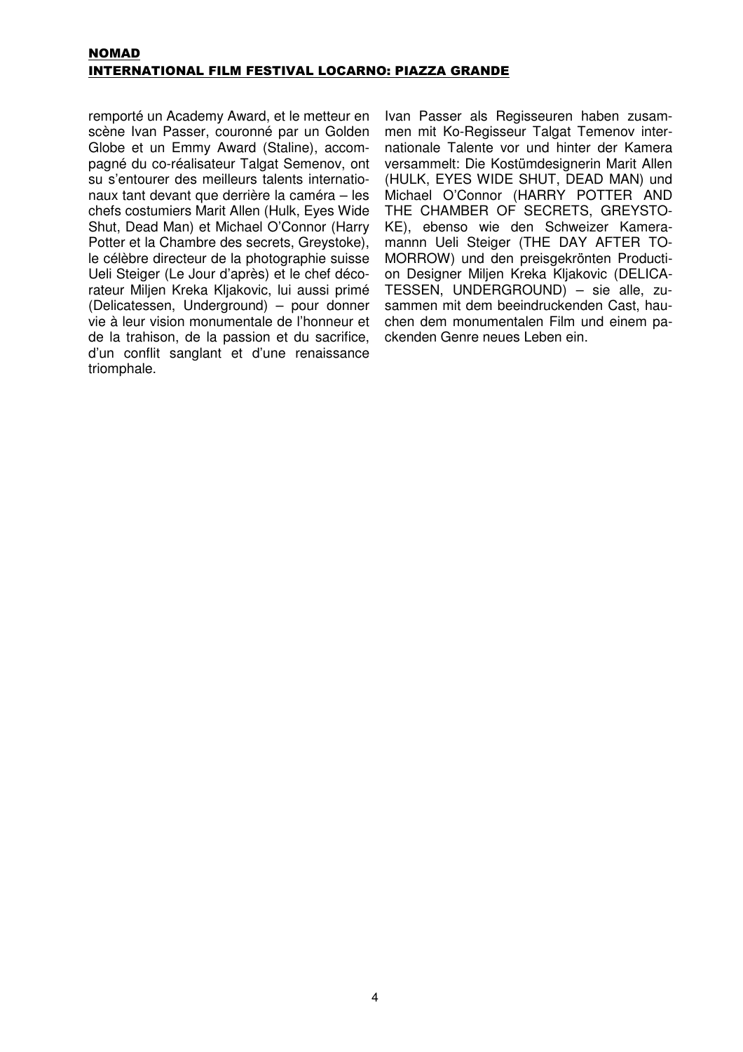remporté un Academy Award, et le metteur en scène Ivan Passer, couronné par un Golden Globe et un Emmy Award (Staline), accompagné du co-réalisateur Talgat Semenov, ont su s'entourer des meilleurs talents internationaux tant devant que derrière la caméra – les chefs costumiers Marit Allen (Hulk, Eyes Wide Shut, Dead Man) et Michael O'Connor (Harry Potter et la Chambre des secrets, Greystoke), le célèbre directeur de la photographie suisse Ueli Steiger (Le Jour d'après) et le chef décorateur Miljen Kreka Kljakovic, lui aussi primé (Delicatessen, Underground) – pour donner vie à leur vision monumentale de l'honneur et de la trahison, de la passion et du sacrifice, d'un conflit sanglant et d'une renaissance triomphale.

Ivan Passer als Regisseuren haben zusammen mit Ko-Regisseur Talgat Temenov internationale Talente vor und hinter der Kamera versammelt: Die Kostümdesignerin Marit Allen (HULK, EYES WIDE SHUT, DEAD MAN) und Michael O'Connor (HARRY POTTER AND THE CHAMBER OF SECRETS, GREYSTOKE), ebenso wie den Schweizer Kameramannn Ueli Steiger (THE DAY AFTER TOMORROW) und den preisgekrönten Production Designer Miljen Kreka Kljakovic (DELICATESSEN, UNDERGROUND) – sie alle, zusammen mit dem beeindruckenden Cast, hauchen dem monumentalen Film und einem packenden Genre neues Leben ein.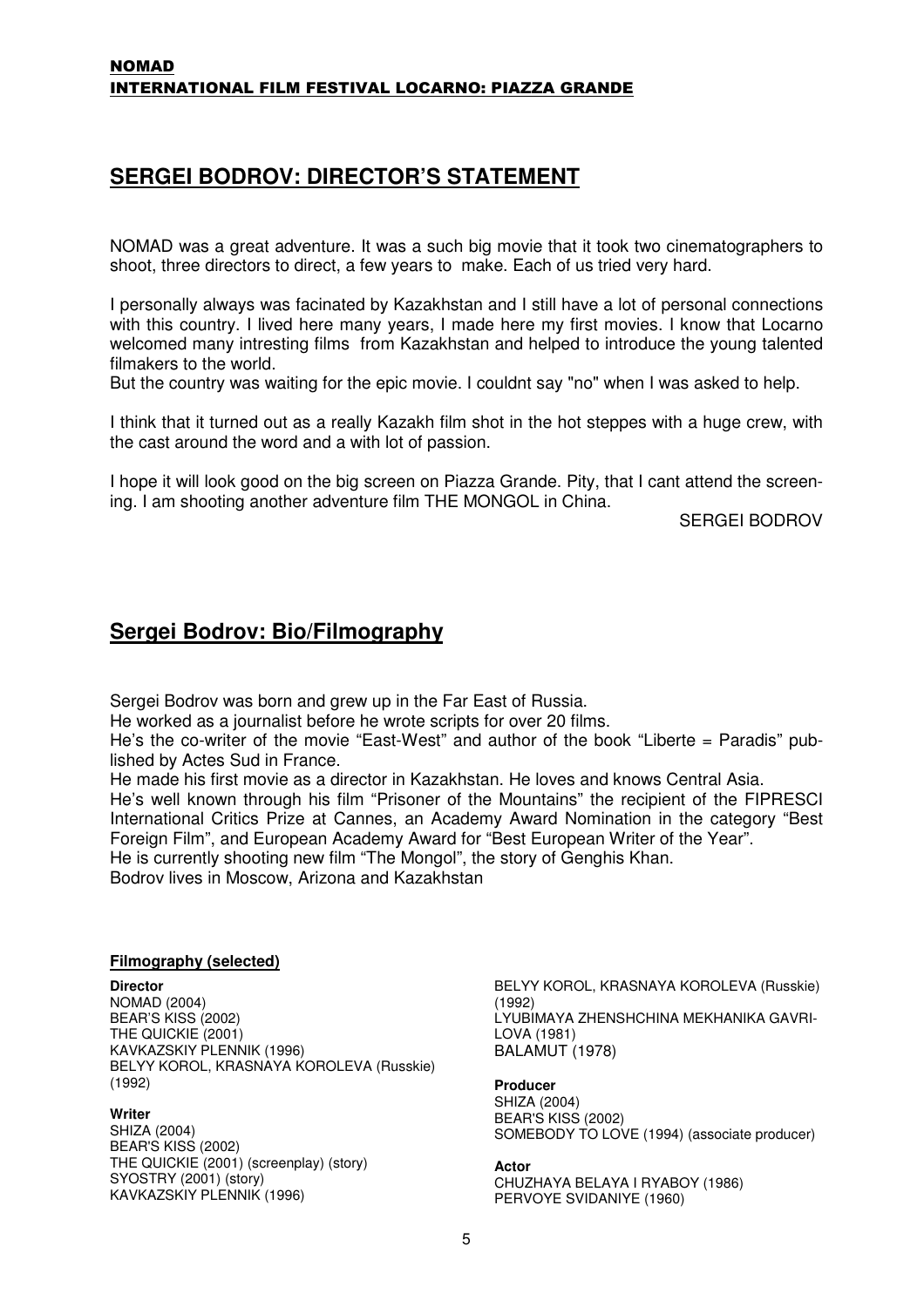**NOMAD**
**INTERNATIONAL FILM FESTIVAL LOCARNO: PIAZZA GRANDE**

## SERGEI BODROV: DIRECTOR'S STATEMENT

NOMAD was a great adventure. It was a such big movie that it took two cinematographers to shoot, three directors to direct, a few years to make. Each of us tried very hard.

I personally always was facinated by Kazakhstan and I still have a lot of personal connections with this country. I lived here many years, I made here my first movies. I know that Locarno welcomed many intresting films from Kazakhstan and helped to introduce the young talented filmakers to the world.
But the country was waiting for the epic movie. I couldnt say "no" when I was asked to help.

I think that it turned out as a really Kazakh film shot in the hot steppes with a huge crew, with the cast around the word and a with lot of passion.

I hope it will look good on the big screen on Piazza Grande. Pity, that I cant attend the screening. I am shooting another adventure film THE MONGOL in China.

SERGEI BODROV

## Sergei Bodrov: Bio/Filmography

Sergei Bodrov was born and grew up in the Far East of Russia.
He worked as a journalist before he wrote scripts for over 20 films.
He's the co-writer of the movie "East-West" and author of the book "Liberte = Paradis" published by Actes Sud in France.
He made his first movie as a director in Kazakhstan. He loves and knows Central Asia.
He's well known through his film "Prisoner of the Mountains" the recipient of the FIPRESCI International Critics Prize at Cannes, an Academy Award Nomination in the category "Best Foreign Film", and European Academy Award for "Best European Writer of the Year".
He is currently shooting new film "The Mongol", the story of Genghis Khan.
Bodrov lives in Moscow, Arizona and Kazakhstan

### Filmography (selected)

**Director**
NOMAD (2004)
BEAR'S KISS (2002)
THE QUICKIE (2001)
KAVKAZSKIY PLENNIK (1996)
BELYY KOROL, KRASNAYA KOROLEVA (Russkie) (1992)

**Writer**
SHIZA (2004)
BEAR'S KISS (2002)
THE QUICKIE (2001) (screenplay) (story)
SYOSTRY (2001) (story)
KAVKAZSKIY PLENNIK (1996)
BELYY KOROL, KRASNAYA KOROLEVA (Russkie) (1992)
LYUBIMAYA ZHENSHCHINA MEKHANIKA GAVRILOVA (1981)
BALAMUT (1978)

**Producer**
SHIZA (2004)
BEAR'S KISS (2002)
SOMEBODY TO LOVE (1994) (associate producer)

**Actor**
CHUZHAYA BELAYA I RYABOY (1986)
PERVOYE SVIDANIYE (1960)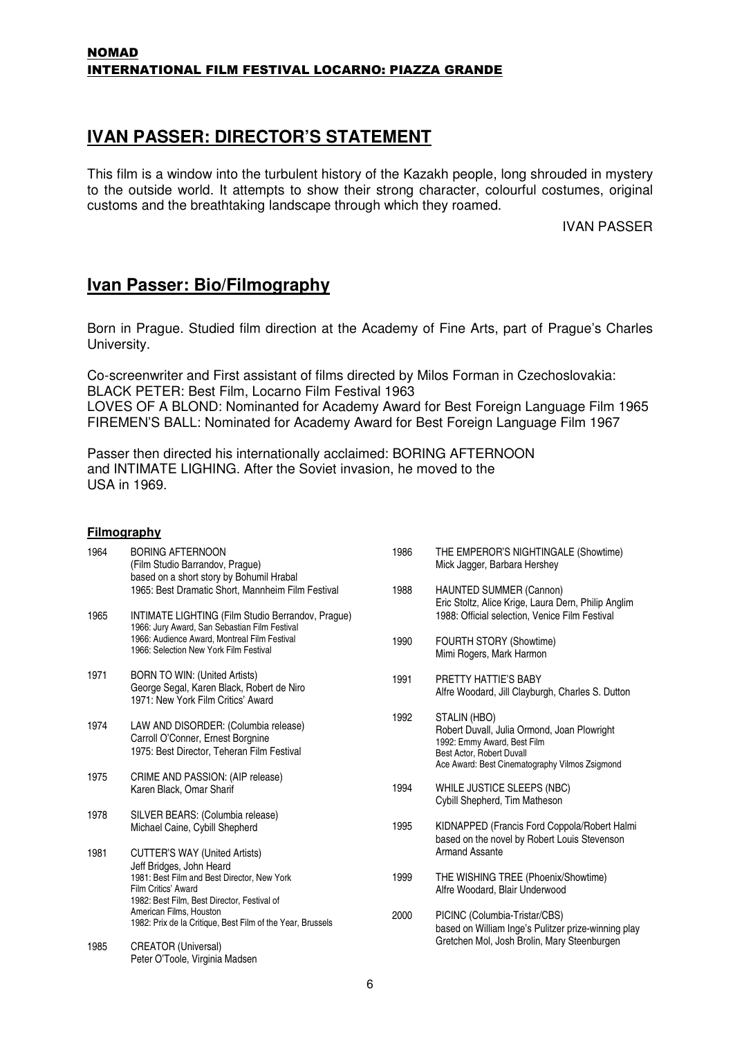**NOMAD**
**INTERNATIONAL FILM FESTIVAL LOCARNO: PIAZZA GRANDE**

## IVAN PASSER: DIRECTOR'S STATEMENT

This film is a window into the turbulent history of the Kazakh people, long shrouded in mystery to the outside world. It attempts to show their strong character, colourful costumes, original customs and the breathtaking landscape through which they roamed.

IVAN PASSER

## Ivan Passer: Bio/Filmography

Born in Prague. Studied film direction at the Academy of Fine Arts, part of Prague's Charles University.

Co-screenwriter and First assistant of films directed by Milos Forman in Czechoslovakia:
BLACK PETER: Best Film, Locarno Film Festival 1963
LOVES OF A BLOND: Nominanted for Academy Award for Best Foreign Language Film 1965
FIREMEN'S BALL: Nominated for Academy Award for Best Foreign Language Film 1967

Passer then directed his internationally acclaimed: BORING AFTERNOON and INTIMATE LIGHING. After the Soviet invasion, he moved to the USA in 1969.

### Filmography

**1964** BORING AFTERNOON
(Film Studio Barrandov, Prague)
based on a short story by Bohumil Hrabal
1965: Best Dramatic Short, Mannheim Film Festival

**1965** INTIMATE LIGHTING (Film Studio Berrandov, Prague)
1966: Jury Award, San Sebastian Film Festival
1966: Audience Award, Montreal Film Festival
1966: Selection New York Film Festival

**1971** BORN TO WIN: (United Artists)
George Segal, Karen Black, Robert de Niro
1971: New York Film Critics' Award

**1974** LAW AND DISORDER: (Columbia release)
Carroll O'Conner, Ernest Borgnine
1975: Best Director, Teheran Film Festival

**1975** CRIME AND PASSION: (AIP release)
Karen Black, Omar Sharif

**1978** SILVER BEARS: (Columbia release)
Michael Caine, Cybill Shepherd

**1981** CUTTER'S WAY (United Artists)
Jeff Bridges, John Heard
1981: Best Film and Best Director, New York Film Critics' Award
1982: Best Film, Best Director, Festival of American Films, Houston
1982: Prix de la Critique, Best Film of the Year, Brussels

**1985** CREATOR (Universal)
Peter O'Toole, Virginia Madsen

**1986** THE EMPEROR'S NIGHTINGALE (Showtime)
Mick Jagger, Barbara Hershey

**1988** HAUNTED SUMMER (Cannon)
Eric Stoltz, Alice Krige, Laura Dern, Philip Anglim
1988: Official selection, Venice Film Festival

**1990** FOURTH STORY (Showtime)
Mimi Rogers, Mark Harmon

**1991** PRETTY HATTIE'S BABY
Alfre Woodard, Jill Clayburgh, Charles S. Dutton

**1992** STALIN (HBO)
Robert Duvall, Julia Ormond, Joan Plowright
1992: Emmy Award, Best Film
Best Actor, Robert Duvall
Ace Award: Best Cinematography Vilmos Zsigmond

**1994** WHILE JUSTICE SLEEPS (NBC)
Cybill Shepherd, Tim Matheson

**1995** KIDNAPPED (Francis Ford Coppola/Robert Halmi
based on the novel by Robert Louis Stevenson
Armand Assante

**1999** THE WISHING TREE (Phoenix/Showtime)
Alfre Woodard, Blair Underwood

**2000** PICINC (Columbia-Tristar/CBS)
based on William Inge's Pulitzer prize-winning play
Gretchen Mol, Josh Brolin, Mary Steenburgen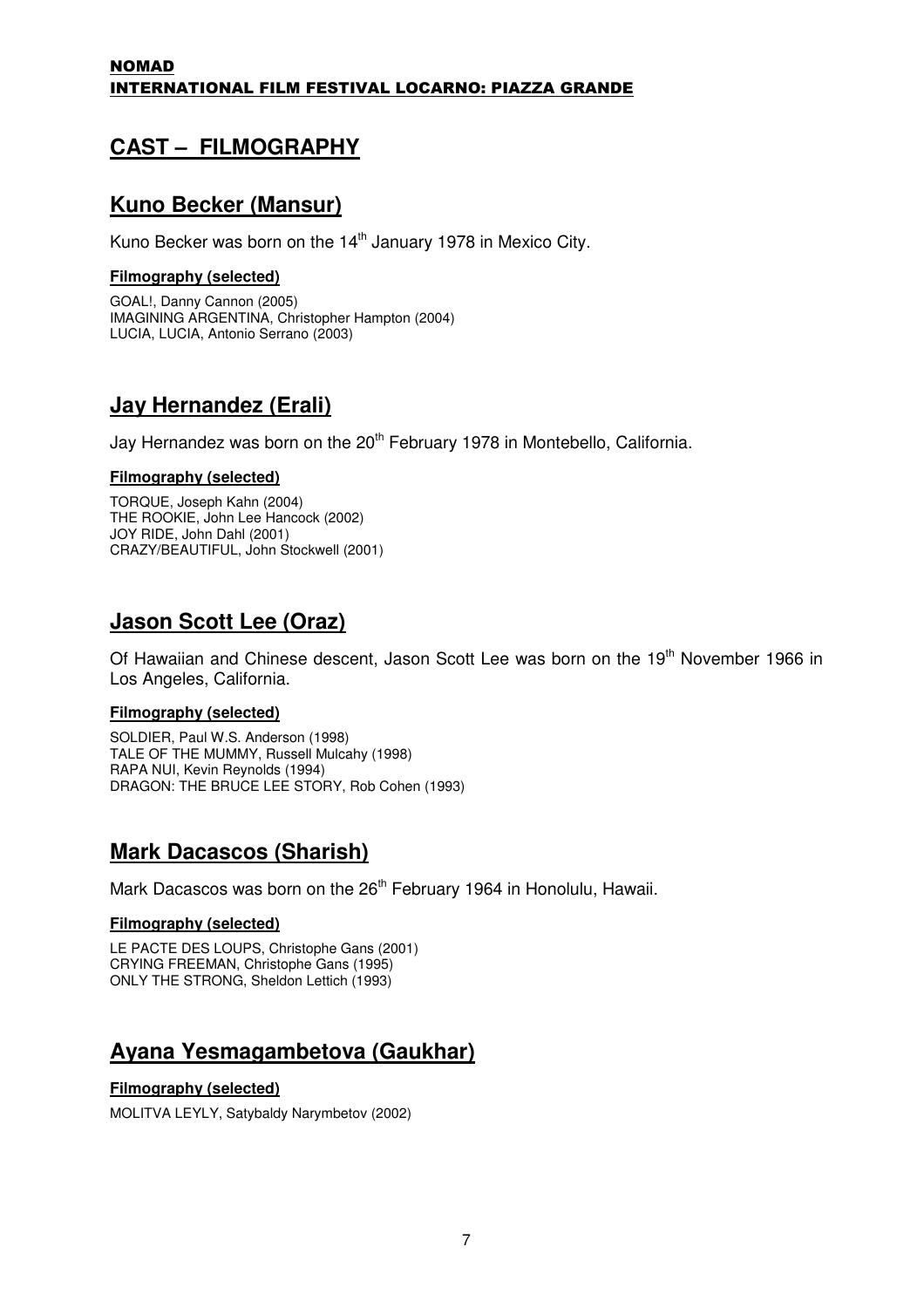**NOMAD**
**INTERNATIONAL FILM FESTIVAL LOCARNO: PIAZZA GRANDE**

# CAST – FILMOGRAPHY

## Kuno Becker (Mansur)

Kuno Becker was born on the 14th January 1978 in Mexico City.

**Filmography (selected)**

GOAL!, Danny Cannon (2005)
IMAGINING ARGENTINA, Christopher Hampton (2004)
LUCIA, LUCIA, Antonio Serrano (2003)

## Jay Hernandez (Erali)

Jay Hernandez was born on the 20th February 1978 in Montebello, California.

**Filmography (selected)**

TORQUE, Joseph Kahn (2004)
THE ROOKIE, John Lee Hancock (2002)
JOY RIDE, John Dahl (2001)
CRAZY/BEAUTIFUL, John Stockwell (2001)

## Jason Scott Lee (Oraz)

Of Hawaiian and Chinese descent, Jason Scott Lee was born on the 19th November 1966 in Los Angeles, California.

**Filmography (selected)**

SOLDIER, Paul W.S. Anderson (1998)
TALE OF THE MUMMY, Russell Mulcahy (1998)
RAPA NUI, Kevin Reynolds (1994)
DRAGON: THE BRUCE LEE STORY, Rob Cohen (1993)

## Mark Dacascos (Sharish)

Mark Dacascos was born on the 26th February 1964 in Honolulu, Hawaii.

**Filmography (selected)**

LE PACTE DES LOUPS, Christophe Gans (2001)
CRYING FREEMAN, Christophe Gans (1995)
ONLY THE STRONG, Sheldon Lettich (1993)

## Ayana Yesmagambetova (Gaukhar)

**Filmography (selected)**

MOLITVA LEYLY, Satybaldy Narymbetov (2002)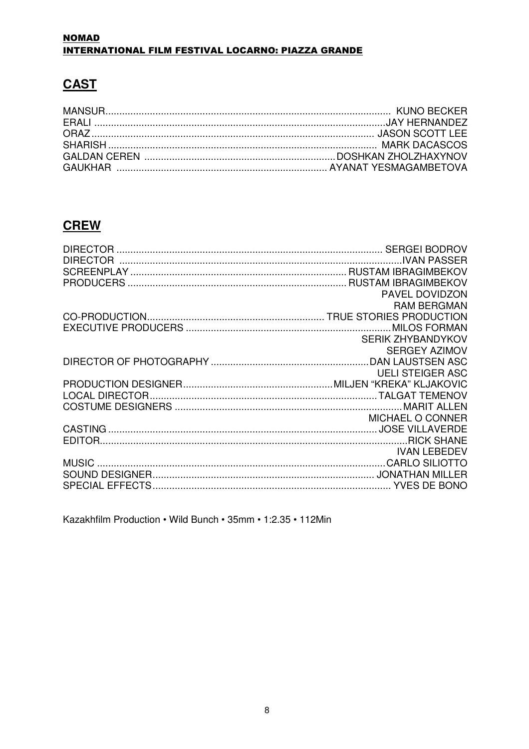**NOMAD**
**INTERNATIONAL FILM FESTIVAL LOCARNO: PIAZZA GRANDE**

## CAST

| | |
|---|---|
| MANSUR | KUNO BECKER |
| ERALI | JAY HERNANDEZ |
| ORAZ | JASON SCOTT LEE |
| SHARISH | MARK DACASCOS |
| GALDAN CEREN | DOSHKAN ZHOLZHAXYNOV |
| GAUKHAR | AYANAT YESMAGAMBETOVA |

## CREW

| | |
|---|---|
| DIRECTOR | SERGEI BODROV |
| DIRECTOR | IVAN PASSER |
| SCREENPLAY | RUSTAM IBRAGIMBEKOV |
| PRODUCERS | RUSTAM IBRAGIMBEKOV |
| | PAVEL DOVIDZON |
| | RAM BERGMAN |
| CO-PRODUCTION | TRUE STORIES PRODUCTION |
| EXECUTIVE PRODUCERS | MILOS FORMAN |
| | SERIK ZHYBANDYKOV |
| | SERGEY AZIMOV |
| DIRECTOR OF PHOTOGRAPHY | DAN LAUSTSEN ASC |
| | UELI STEIGER ASC |
| PRODUCTION DESIGNER | MILJEN "KREKA" KLJAKOVIC |
| LOCAL DIRECTOR | TALGAT TEMENOV |
| COSTUME DESIGNERS | MARIT ALLEN |
| | MICHAEL O CONNER |
| CASTING | JOSE VILLAVERDE |
| EDITOR | RICK SHANE |
| | IVAN LEBEDEV |
| MUSIC | CARLO SILIOTTO |
| SOUND DESIGNER | JONATHAN MILLER |
| SPECIAL EFFECTS | YVES DE BONO |

Kazakhfilm Production • Wild Bunch • 35mm • 1:2.35 • 112Min